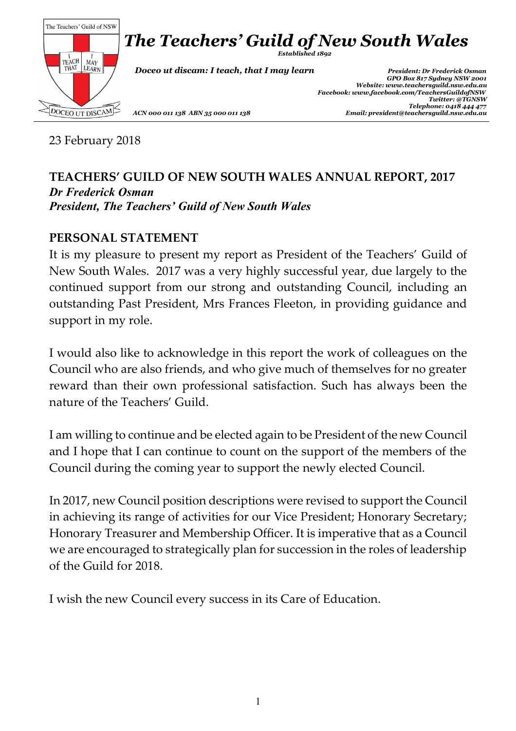# *The Teachers' Guild of New South Wales*

*Established 1892*

*Doceo ut discam: I teach, that I may learn*

*President: Dr Frederick Osman*
*GPO Box 817 Sydney NSW 2001*
*Website: www.teachersguild.nsw.edu.au*
*Facebook: www.facebook.com/TeachersGuildofNSW*
*Twitter: @TGNSW*
*Telephone: 0418 444 477*
*Email: president@teachersguild.nsw.edu.au*

*ACN 000 011 138 ABN 35 000 011 138*

23 February 2018

## TEACHERS' GUILD OF NEW SOUTH WALES ANNUAL REPORT, 2017

***Dr Frederick Osman***
***President, The Teachers' Guild of New South Wales***

### PERSONAL STATEMENT

It is my pleasure to present my report as President of the Teachers' Guild of New South Wales. 2017 was a very highly successful year, due largely to the continued support from our strong and outstanding Council, including an outstanding Past President, Mrs Frances Fleeton, in providing guidance and support in my role.

I would also like to acknowledge in this report the work of colleagues on the Council who are also friends, and who give much of themselves for no greater reward than their own professional satisfaction. Such has always been the nature of the Teachers' Guild.

I am willing to continue and be elected again to be President of the new Council and I hope that I can continue to count on the support of the members of the Council during the coming year to support the newly elected Council.

In 2017, new Council position descriptions were revised to support the Council in achieving its range of activities for our Vice President; Honorary Secretary; Honorary Treasurer and Membership Officer. It is imperative that as a Council we are encouraged to strategically plan for succession in the roles of leadership of the Guild for 2018.

I wish the new Council every success in its Care of Education.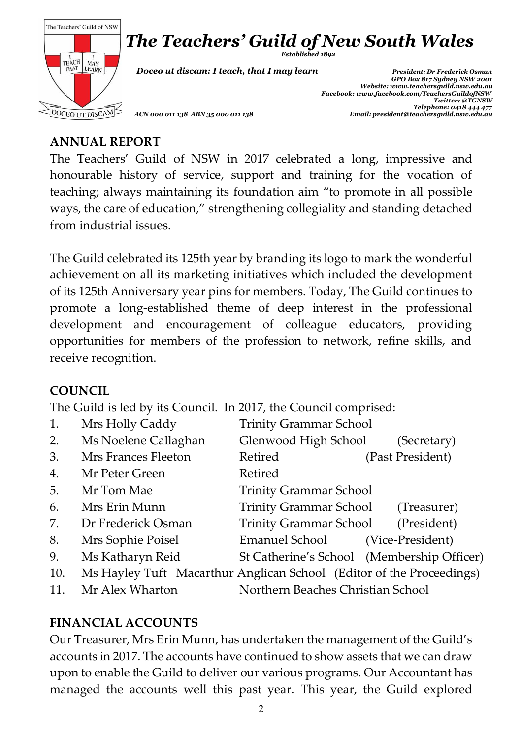## ANNUAL REPORT

The Teachers' Guild of NSW in 2017 celebrated a long, impressive and honourable history of service, support and training for the vocation of teaching; always maintaining its foundation aim "to promote in all possible ways, the care of education," strengthening collegiality and standing detached from industrial issues.

The Guild celebrated its 125th year by branding its logo to mark the wonderful achievement on all its marketing initiatives which included the development of its 125th Anniversary year pins for members. Today, The Guild continues to promote a long-established theme of deep interest in the professional development and encouragement of colleague educators, providing opportunities for members of the profession to network, refine skills, and receive recognition.

## COUNCIL

The Guild is led by its Council. In 2017, the Council comprised:

| | | | |
|---|---|---|---|
| 1. | Mrs Holly Caddy | Trinity Grammar School | |
| 2. | Ms Noelene Callaghan | Glenwood High School | (Secretary) |
| 3. | Mrs Frances Fleeton | Retired | (Past President) |
| 4. | Mr Peter Green | Retired | |
| 5. | Mr Tom Mae | Trinity Grammar School | |
| 6. | Mrs Erin Munn | Trinity Grammar School | (Treasurer) |
| 7. | Dr Frederick Osman | Trinity Grammar School | (President) |
| 8. | Mrs Sophie Poisel | Emanuel School | (Vice-President) |
| 9. | Ms Katharyn Reid | St Catherine's School | (Membership Officer) |
| 10. | Ms Hayley Tuft | Macarthur Anglican School | (Editor of the Proceedings) |
| 11. | Mr Alex Wharton | Northern Beaches Christian School | |

## FINANCIAL ACCOUNTS

Our Treasurer, Mrs Erin Munn, has undertaken the management of the Guild's accounts in 2017. The accounts have continued to show assets that we can draw upon to enable the Guild to deliver our various programs. Our Accountant has managed the accounts well this past year. This year, the Guild explored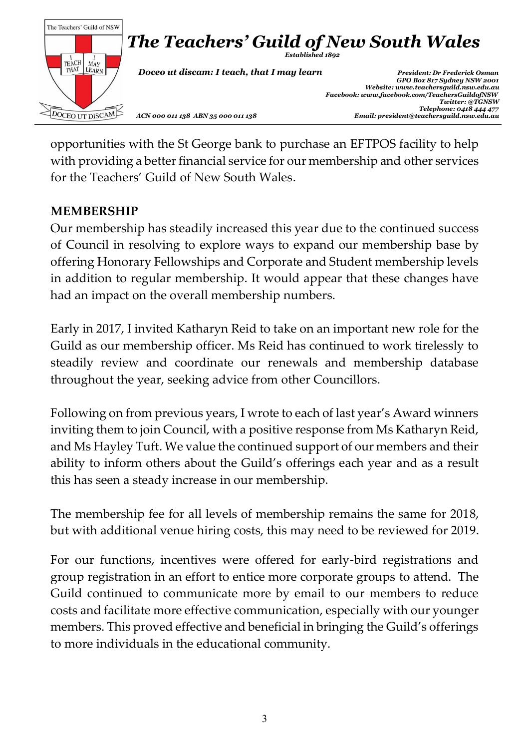opportunities with the St George bank to purchase an EFTPOS facility to help with providing a better financial service for our membership and other services for the Teachers' Guild of New South Wales.

## MEMBERSHIP

Our membership has steadily increased this year due to the continued success of Council in resolving to explore ways to expand our membership base by offering Honorary Fellowships and Corporate and Student membership levels in addition to regular membership. It would appear that these changes have had an impact on the overall membership numbers.

Early in 2017, I invited Katharyn Reid to take on an important new role for the Guild as our membership officer. Ms Reid has continued to work tirelessly to steadily review and coordinate our renewals and membership database throughout the year, seeking advice from other Councillors.

Following on from previous years, I wrote to each of last year's Award winners inviting them to join Council, with a positive response from Ms Katharyn Reid, and Ms Hayley Tuft. We value the continued support of our members and their ability to inform others about the Guild's offerings each year and as a result this has seen a steady increase in our membership.

The membership fee for all levels of membership remains the same for 2018, but with additional venue hiring costs, this may need to be reviewed for 2019.

For our functions, incentives were offered for early-bird registrations and group registration in an effort to entice more corporate groups to attend. The Guild continued to communicate more by email to our members to reduce costs and facilitate more effective communication, especially with our younger members. This proved effective and beneficial in bringing the Guild's offerings to more individuals in the educational community.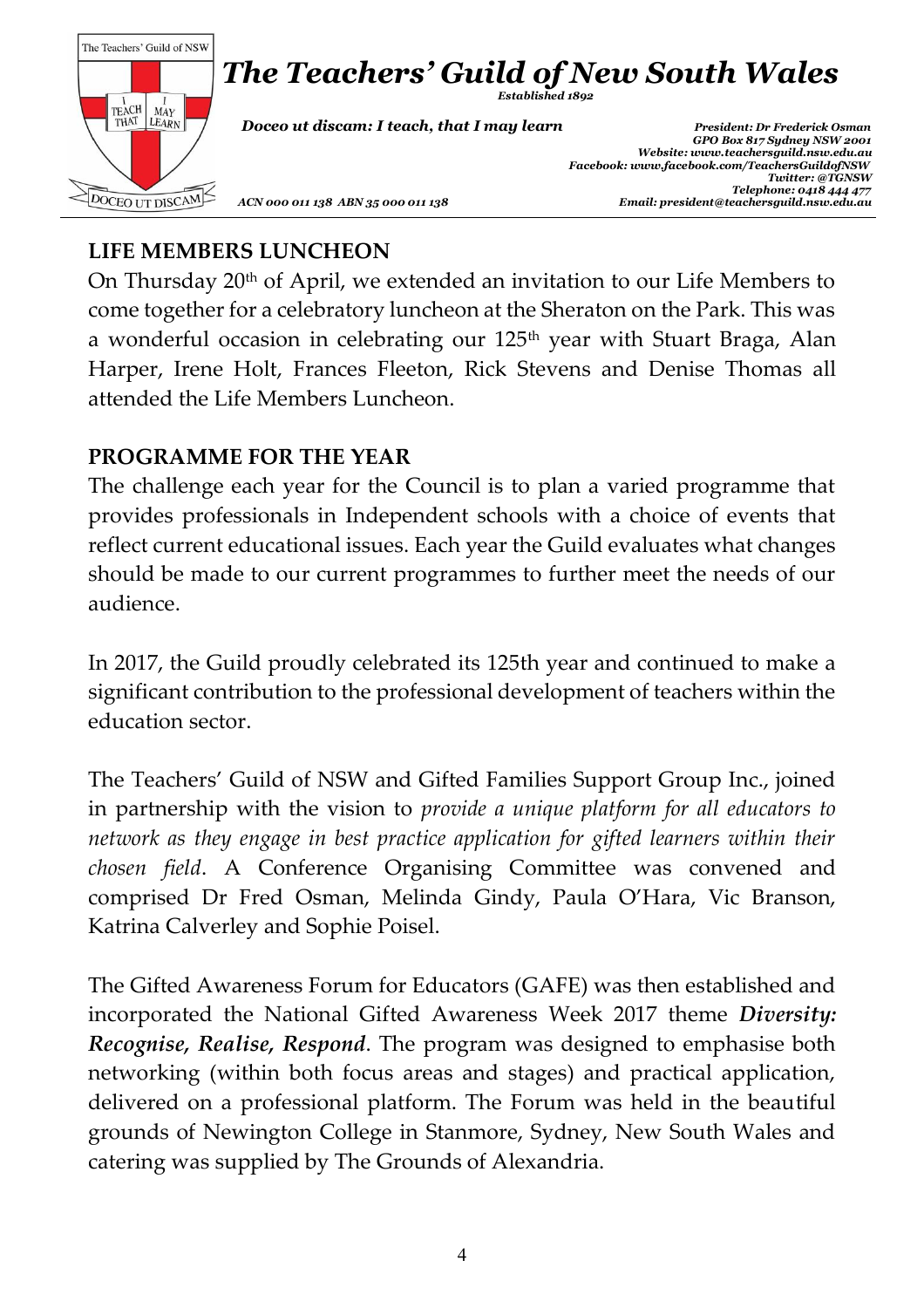# The Teachers' Guild of New South Wales

*Established 1892*

*Doceo ut discam: I teach, that I may learn*

*President: Dr Frederick Osman*
*GPO Box 817 Sydney NSW 2001*
*Website: www.teachersguild.nsw.edu.au*
*Facebook: www.facebook.com/TeachersGuildofNSW*
*Twitter: @TGNSW*
*Telephone: 0418 444 477*
*Email: president@teachersguild.nsw.edu.au*

*ACN 000 011 138 ABN 35 000 011 138*

## LIFE MEMBERS LUNCHEON

On Thursday 20th of April, we extended an invitation to our Life Members to come together for a celebratory luncheon at the Sheraton on the Park. This was a wonderful occasion in celebrating our 125th year with Stuart Braga, Alan Harper, Irene Holt, Frances Fleeton, Rick Stevens and Denise Thomas all attended the Life Members Luncheon.

## PROGRAMME FOR THE YEAR

The challenge each year for the Council is to plan a varied programme that provides professionals in Independent schools with a choice of events that reflect current educational issues. Each year the Guild evaluates what changes should be made to our current programmes to further meet the needs of our audience.

In 2017, the Guild proudly celebrated its 125th year and continued to make a significant contribution to the professional development of teachers within the education sector.

The Teachers' Guild of NSW and Gifted Families Support Group Inc., joined in partnership with the vision to *provide a unique platform for all educators to network as they engage in best practice application for gifted learners within their chosen field*. A Conference Organising Committee was convened and comprised Dr Fred Osman, Melinda Gindy, Paula O'Hara, Vic Branson, Katrina Calverley and Sophie Poisel.

The Gifted Awareness Forum for Educators (GAFE) was then established and incorporated the National Gifted Awareness Week 2017 theme ***Diversity: Recognise, Realise, Respond***. The program was designed to emphasise both networking (within both focus areas and stages) and practical application, delivered on a professional platform. The Forum was held in the beautiful grounds of Newington College in Stanmore, Sydney, New South Wales and catering was supplied by The Grounds of Alexandria.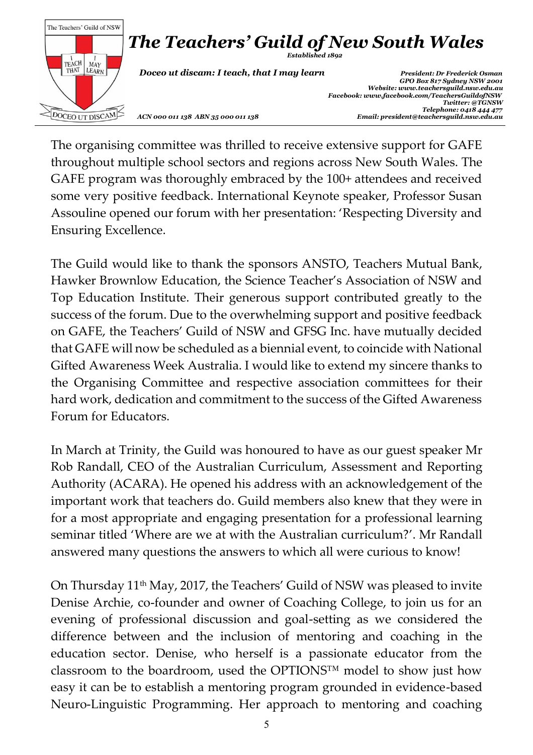The organising committee was thrilled to receive extensive support for GAFE throughout multiple school sectors and regions across New South Wales. The GAFE program was thoroughly embraced by the 100+ attendees and received some very positive feedback. International Keynote speaker, Professor Susan Assouline opened our forum with her presentation: 'Respecting Diversity and Ensuring Excellence.

The Guild would like to thank the sponsors ANSTO, Teachers Mutual Bank, Hawker Brownlow Education, the Science Teacher's Association of NSW and Top Education Institute. Their generous support contributed greatly to the success of the forum. Due to the overwhelming support and positive feedback on GAFE, the Teachers' Guild of NSW and GFSG Inc. have mutually decided that GAFE will now be scheduled as a biennial event, to coincide with National Gifted Awareness Week Australia. I would like to extend my sincere thanks to the Organising Committee and respective association committees for their hard work, dedication and commitment to the success of the Gifted Awareness Forum for Educators.

In March at Trinity, the Guild was honoured to have as our guest speaker Mr Rob Randall, CEO of the Australian Curriculum, Assessment and Reporting Authority (ACARA). He opened his address with an acknowledgement of the important work that teachers do. Guild members also knew that they were in for a most appropriate and engaging presentation for a professional learning seminar titled 'Where are we at with the Australian curriculum?'. Mr Randall answered many questions the answers to which all were curious to know!

On Thursday 11th May, 2017, the Teachers' Guild of NSW was pleased to invite Denise Archie, co-founder and owner of Coaching College, to join us for an evening of professional discussion and goal-setting as we considered the difference between and the inclusion of mentoring and coaching in the education sector. Denise, who herself is a passionate educator from the classroom to the boardroom, used the OPTIONS™ model to show just how easy it can be to establish a mentoring program grounded in evidence-based Neuro-Linguistic Programming. Her approach to mentoring and coaching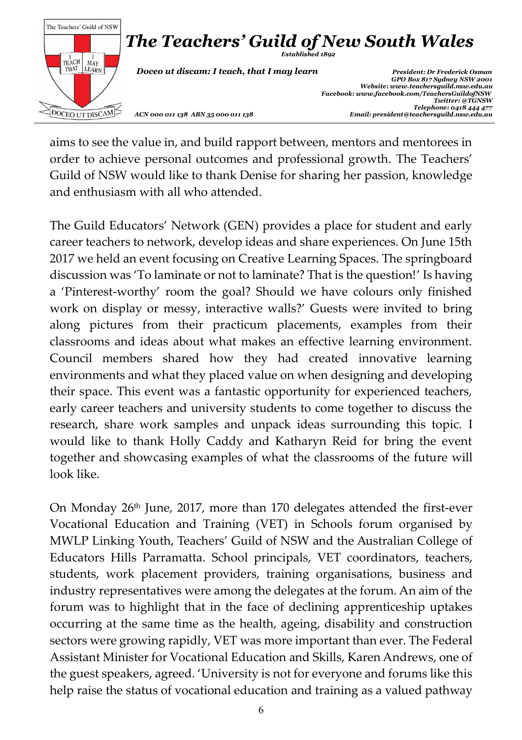aims to see the value in, and build rapport between, mentors and mentorees in order to achieve personal outcomes and professional growth. The Teachers' Guild of NSW would like to thank Denise for sharing her passion, knowledge and enthusiasm with all who attended.

The Guild Educators' Network (GEN) provides a place for student and early career teachers to network, develop ideas and share experiences. On June 15th 2017 we held an event focusing on Creative Learning Spaces. The springboard discussion was 'To laminate or not to laminate? That is the question!' Is having a 'Pinterest-worthy' room the goal? Should we have colours only finished work on display or messy, interactive walls?' Guests were invited to bring along pictures from their practicum placements, examples from their classrooms and ideas about what makes an effective learning environment. Council members shared how they had created innovative learning environments and what they placed value on when designing and developing their space. This event was a fantastic opportunity for experienced teachers, early career teachers and university students to come together to discuss the research, share work samples and unpack ideas surrounding this topic. I would like to thank Holly Caddy and Katharyn Reid for bring the event together and showcasing examples of what the classrooms of the future will look like.

On Monday 26th June, 2017, more than 170 delegates attended the first-ever Vocational Education and Training (VET) in Schools forum organised by MWLP Linking Youth, Teachers' Guild of NSW and the Australian College of Educators Hills Parramatta. School principals, VET coordinators, teachers, students, work placement providers, training organisations, business and industry representatives were among the delegates at the forum. An aim of the forum was to highlight that in the face of declining apprenticeship uptakes occurring at the same time as the health, ageing, disability and construction sectors were growing rapidly, VET was more important than ever. The Federal Assistant Minister for Vocational Education and Skills, Karen Andrews, one of the guest speakers, agreed. 'University is not for everyone and forums like this help raise the status of vocational education and training as a valued pathway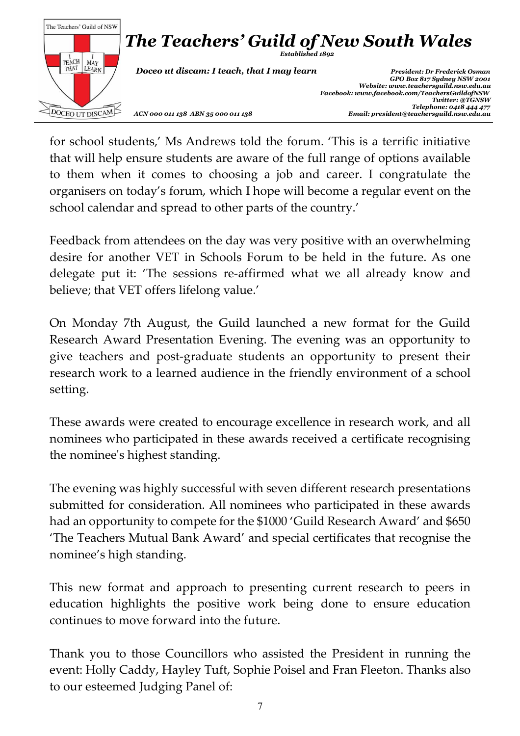for school students,' Ms Andrews told the forum. 'This is a terrific initiative that will help ensure students are aware of the full range of options available to them when it comes to choosing a job and career. I congratulate the organisers on today's forum, which I hope will become a regular event on the school calendar and spread to other parts of the country.'

Feedback from attendees on the day was very positive with an overwhelming desire for another VET in Schools Forum to be held in the future. As one delegate put it: 'The sessions re-affirmed what we all already know and believe; that VET offers lifelong value.'

On Monday 7th August, the Guild launched a new format for the Guild Research Award Presentation Evening. The evening was an opportunity to give teachers and post-graduate students an opportunity to present their research work to a learned audience in the friendly environment of a school setting.

These awards were created to encourage excellence in research work, and all nominees who participated in these awards received a certificate recognising the nominee's highest standing.

The evening was highly successful with seven different research presentations submitted for consideration. All nominees who participated in these awards had an opportunity to compete for the $1000 'Guild Research Award' and $650 'The Teachers Mutual Bank Award' and special certificates that recognise the nominee's high standing.

This new format and approach to presenting current research to peers in education highlights the positive work being done to ensure education continues to move forward into the future.

Thank you to those Councillors who assisted the President in running the event: Holly Caddy, Hayley Tuft, Sophie Poisel and Fran Fleeton. Thanks also to our esteemed Judging Panel of: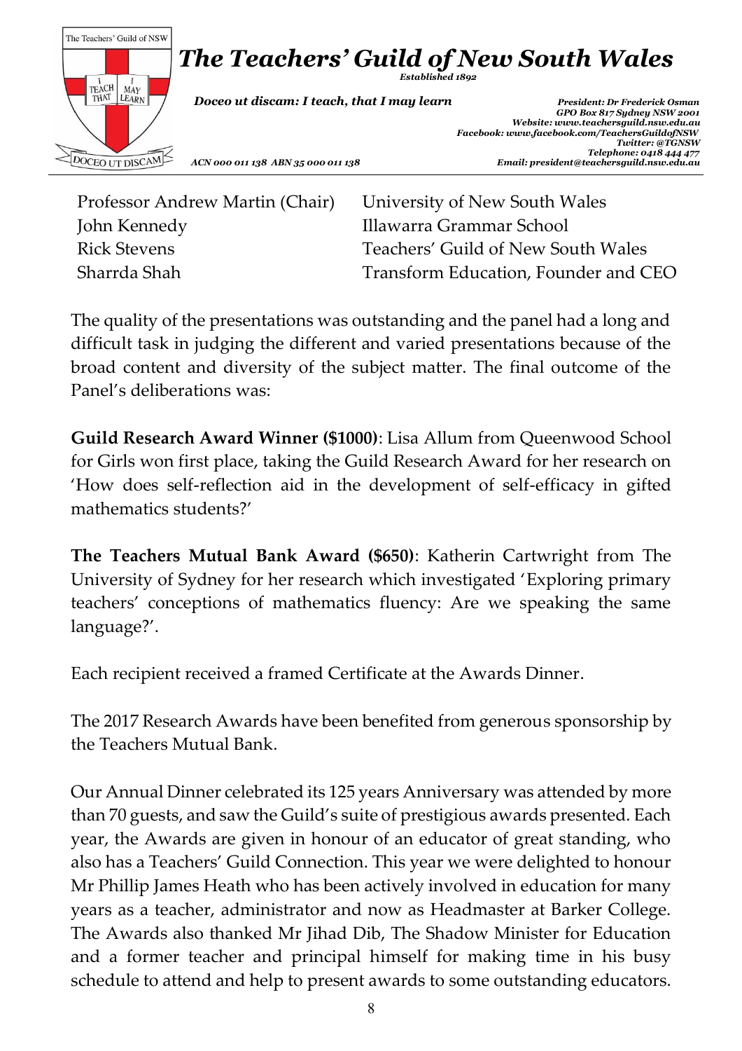| | |
|---|---|
| Professor Andrew Martin (Chair) | University of New South Wales |
| John Kennedy | Illawarra Grammar School |
| Rick Stevens | Teachers' Guild of New South Wales |
| Sharrda Shah | Transform Education, Founder and CEO |

The quality of the presentations was outstanding and the panel had a long and difficult task in judging the different and varied presentations because of the broad content and diversity of the subject matter. The final outcome of the Panel's deliberations was:

**Guild Research Award Winner ($1000)**: Lisa Allum from Queenwood School for Girls won first place, taking the Guild Research Award for her research on 'How does self-reflection aid in the development of self-efficacy in gifted mathematics students?'

**The Teachers Mutual Bank Award ($650)**: Katherin Cartwright from The University of Sydney for her research which investigated 'Exploring primary teachers' conceptions of mathematics fluency: Are we speaking the same language?'.

Each recipient received a framed Certificate at the Awards Dinner.

The 2017 Research Awards have been benefited from generous sponsorship by the Teachers Mutual Bank.

Our Annual Dinner celebrated its 125 years Anniversary was attended by more than 70 guests, and saw the Guild's suite of prestigious awards presented. Each year, the Awards are given in honour of an educator of great standing, who also has a Teachers' Guild Connection. This year we were delighted to honour Mr Phillip James Heath who has been actively involved in education for many years as a teacher, administrator and now as Headmaster at Barker College. The Awards also thanked Mr Jihad Dib, The Shadow Minister for Education and a former teacher and principal himself for making time in his busy schedule to attend and help to present awards to some outstanding educators.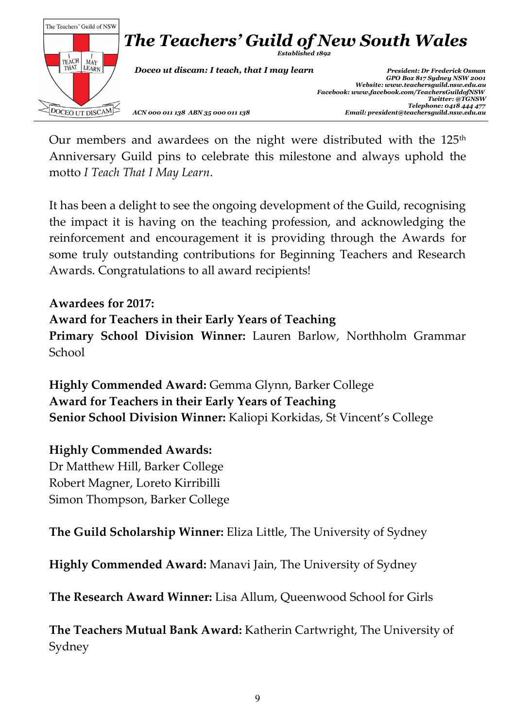Our members and awardees on the night were distributed with the 125th Anniversary Guild pins to celebrate this milestone and always uphold the motto *I Teach That I May Learn*.

It has been a delight to see the ongoing development of the Guild, recognising the impact it is having on the teaching profession, and acknowledging the reinforcement and encouragement it is providing through the Awards for some truly outstanding contributions for Beginning Teachers and Research Awards. Congratulations to all award recipients!

**Awardees for 2017:**
**Award for Teachers in their Early Years of Teaching**
**Primary School Division Winner:** Lauren Barlow, Northholm Grammar School

**Highly Commended Award:** Gemma Glynn, Barker College
**Award for Teachers in their Early Years of Teaching**
**Senior School Division Winner:** Kaliopi Korkidas, St Vincent's College

**Highly Commended Awards:**
Dr Matthew Hill, Barker College
Robert Magner, Loreto Kirribilli
Simon Thompson, Barker College

**The Guild Scholarship Winner:** Eliza Little, The University of Sydney

**Highly Commended Award:** Manavi Jain, The University of Sydney

**The Research Award Winner:** Lisa Allum, Queenwood School for Girls

**The Teachers Mutual Bank Award:** Katherin Cartwright, The University of Sydney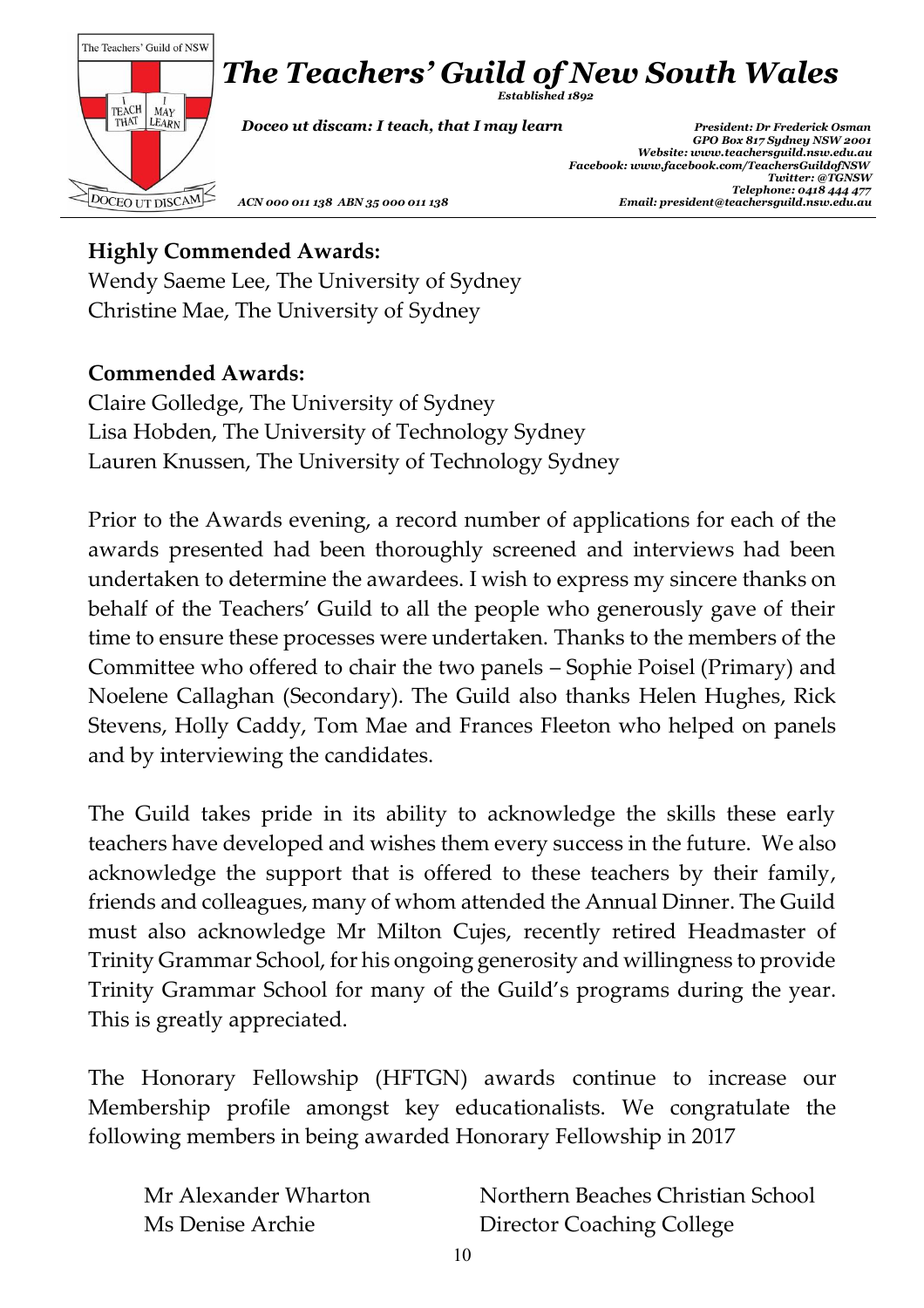**Highly Commended Awards:**
Wendy Saeme Lee, The University of Sydney
Christine Mae, The University of Sydney

**Commended Awards:**
Claire Golledge, The University of Sydney
Lisa Hobden, The University of Technology Sydney
Lauren Knussen, The University of Technology Sydney

Prior to the Awards evening, a record number of applications for each of the awards presented had been thoroughly screened and interviews had been undertaken to determine the awardees. I wish to express my sincere thanks on behalf of the Teachers' Guild to all the people who generously gave of their time to ensure these processes were undertaken. Thanks to the members of the Committee who offered to chair the two panels – Sophie Poisel (Primary) and Noelene Callaghan (Secondary). The Guild also thanks Helen Hughes, Rick Stevens, Holly Caddy, Tom Mae and Frances Fleeton who helped on panels and by interviewing the candidates.

The Guild takes pride in its ability to acknowledge the skills these early teachers have developed and wishes them every success in the future. We also acknowledge the support that is offered to these teachers by their family, friends and colleagues, many of whom attended the Annual Dinner. The Guild must also acknowledge Mr Milton Cujes, recently retired Headmaster of Trinity Grammar School, for his ongoing generosity and willingness to provide Trinity Grammar School for many of the Guild's programs during the year. This is greatly appreciated.

The Honorary Fellowship (HFTGN) awards continue to increase our Membership profile amongst key educationalists. We congratulate the following members in being awarded Honorary Fellowship in 2017

| | |
|---|---|
| Mr Alexander Wharton | Northern Beaches Christian School |
| Ms Denise Archie | Director Coaching College |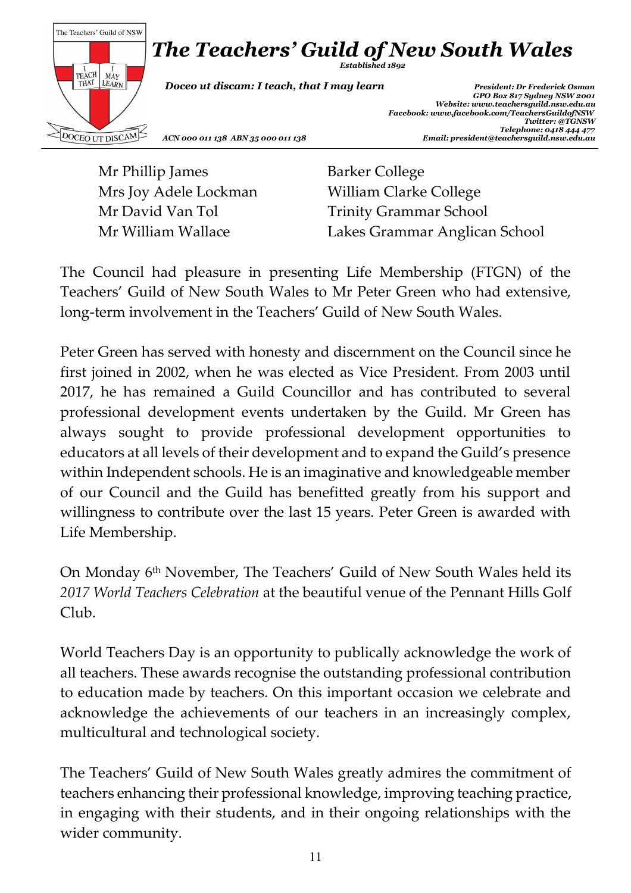| | |
|---|---|
| Mr Phillip James | Barker College |
| Mrs Joy Adele Lockman | William Clarke College |
| Mr David Van Tol | Trinity Grammar School |
| Mr William Wallace | Lakes Grammar Anglican School |

The Council had pleasure in presenting Life Membership (FTGN) of the Teachers' Guild of New South Wales to Mr Peter Green who had extensive, long-term involvement in the Teachers' Guild of New South Wales.

Peter Green has served with honesty and discernment on the Council since he first joined in 2002, when he was elected as Vice President. From 2003 until 2017, he has remained a Guild Councillor and has contributed to several professional development events undertaken by the Guild. Mr Green has always sought to provide professional development opportunities to educators at all levels of their development and to expand the Guild's presence within Independent schools. He is an imaginative and knowledgeable member of our Council and the Guild has benefitted greatly from his support and willingness to contribute over the last 15 years. Peter Green is awarded with Life Membership.

On Monday 6th November, The Teachers' Guild of New South Wales held its *2017 World Teachers Celebration* at the beautiful venue of the Pennant Hills Golf Club.

World Teachers Day is an opportunity to publically acknowledge the work of all teachers. These awards recognise the outstanding professional contribution to education made by teachers. On this important occasion we celebrate and acknowledge the achievements of our teachers in an increasingly complex, multicultural and technological society.

The Teachers' Guild of New South Wales greatly admires the commitment of teachers enhancing their professional knowledge, improving teaching practice, in engaging with their students, and in their ongoing relationships with the wider community.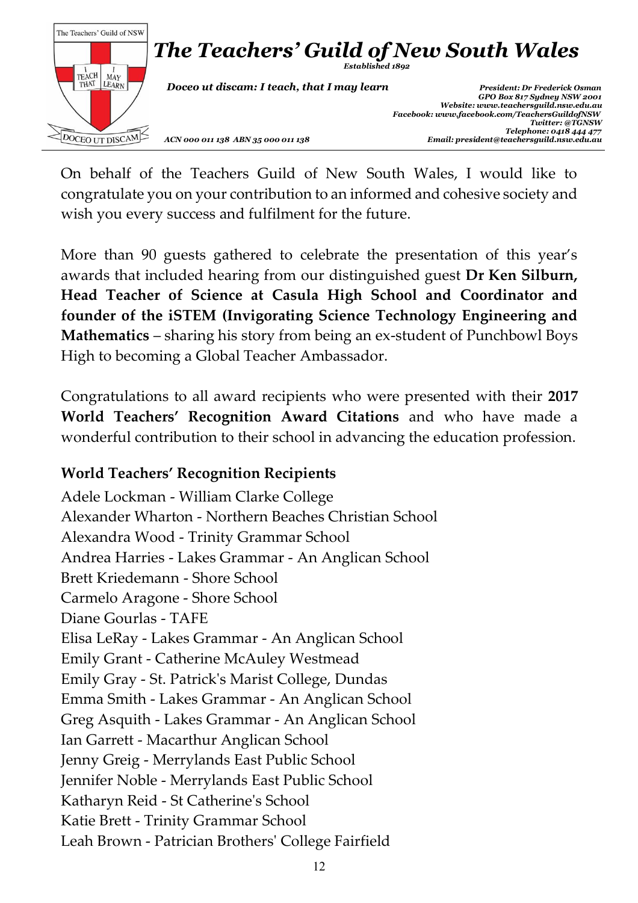# The Teachers' Guild of New South Wales

*Established 1892*

*Doceo ut discam: I teach, that I may learn*

*President: Dr Frederick Osman*
*GPO Box 817 Sydney NSW 2001*
*Website: www.teachersguild.nsw.edu.au*
*Facebook: www.facebook.com/TeachersGuildofNSW*
*Twitter: @TGNSW*
*Telephone: 0418 444 477*
*Email: president@teachersguild.nsw.edu.au*

*ACN 000 011 138 ABN 35 000 011 138*

On behalf of the Teachers Guild of New South Wales, I would like to congratulate you on your contribution to an informed and cohesive society and wish you every success and fulfilment for the future.

More than 90 guests gathered to celebrate the presentation of this year's awards that included hearing from our distinguished guest **Dr Ken Silburn, Head Teacher of Science at Casula High School and Coordinator and founder of the iSTEM (Invigorating Science Technology Engineering and Mathematics** – sharing his story from being an ex-student of Punchbowl Boys High to becoming a Global Teacher Ambassador.

Congratulations to all award recipients who were presented with their **2017 World Teachers' Recognition Award Citations** and who have made a wonderful contribution to their school in advancing the education profession.

**World Teachers' Recognition Recipients**

Adele Lockman - William Clarke College
Alexander Wharton - Northern Beaches Christian School
Alexandra Wood - Trinity Grammar School
Andrea Harries - Lakes Grammar - An Anglican School
Brett Kriedemann - Shore School
Carmelo Aragone - Shore School
Diane Gourlas - TAFE
Elisa LeRay - Lakes Grammar - An Anglican School
Emily Grant - Catherine McAuley Westmead
Emily Gray - St. Patrick's Marist College, Dundas
Emma Smith - Lakes Grammar - An Anglican School
Greg Asquith - Lakes Grammar - An Anglican School
Ian Garrett - Macarthur Anglican School
Jenny Greig - Merrylands East Public School
Jennifer Noble - Merrylands East Public School
Katharyn Reid - St Catherine's School
Katie Brett - Trinity Grammar School
Leah Brown - Patrician Brothers' College Fairfield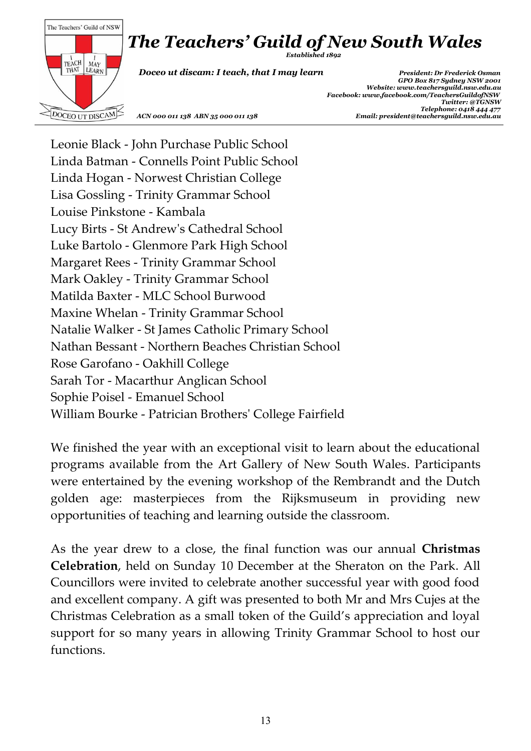Leonie Black - John Purchase Public School
Linda Batman - Connells Point Public School
Linda Hogan - Norwest Christian College
Lisa Gossling - Trinity Grammar School
Louise Pinkstone - Kambala
Lucy Birts - St Andrew's Cathedral School
Luke Bartolo - Glenmore Park High School
Margaret Rees - Trinity Grammar School
Mark Oakley - Trinity Grammar School
Matilda Baxter - MLC School Burwood
Maxine Whelan - Trinity Grammar School
Natalie Walker - St James Catholic Primary School
Nathan Bessant - Northern Beaches Christian School
Rose Garofano - Oakhill College
Sarah Tor - Macarthur Anglican School
Sophie Poisel - Emanuel School
William Bourke - Patrician Brothers' College Fairfield

We finished the year with an exceptional visit to learn about the educational programs available from the Art Gallery of New South Wales. Participants were entertained by the evening workshop of the Rembrandt and the Dutch golden age: masterpieces from the Rijksmuseum in providing new opportunities of teaching and learning outside the classroom.

As the year drew to a close, the final function was our annual **Christmas Celebration**, held on Sunday 10 December at the Sheraton on the Park. All Councillors were invited to celebrate another successful year with good food and excellent company. A gift was presented to both Mr and Mrs Cujes at the Christmas Celebration as a small token of the Guild's appreciation and loyal support for so many years in allowing Trinity Grammar School to host our functions.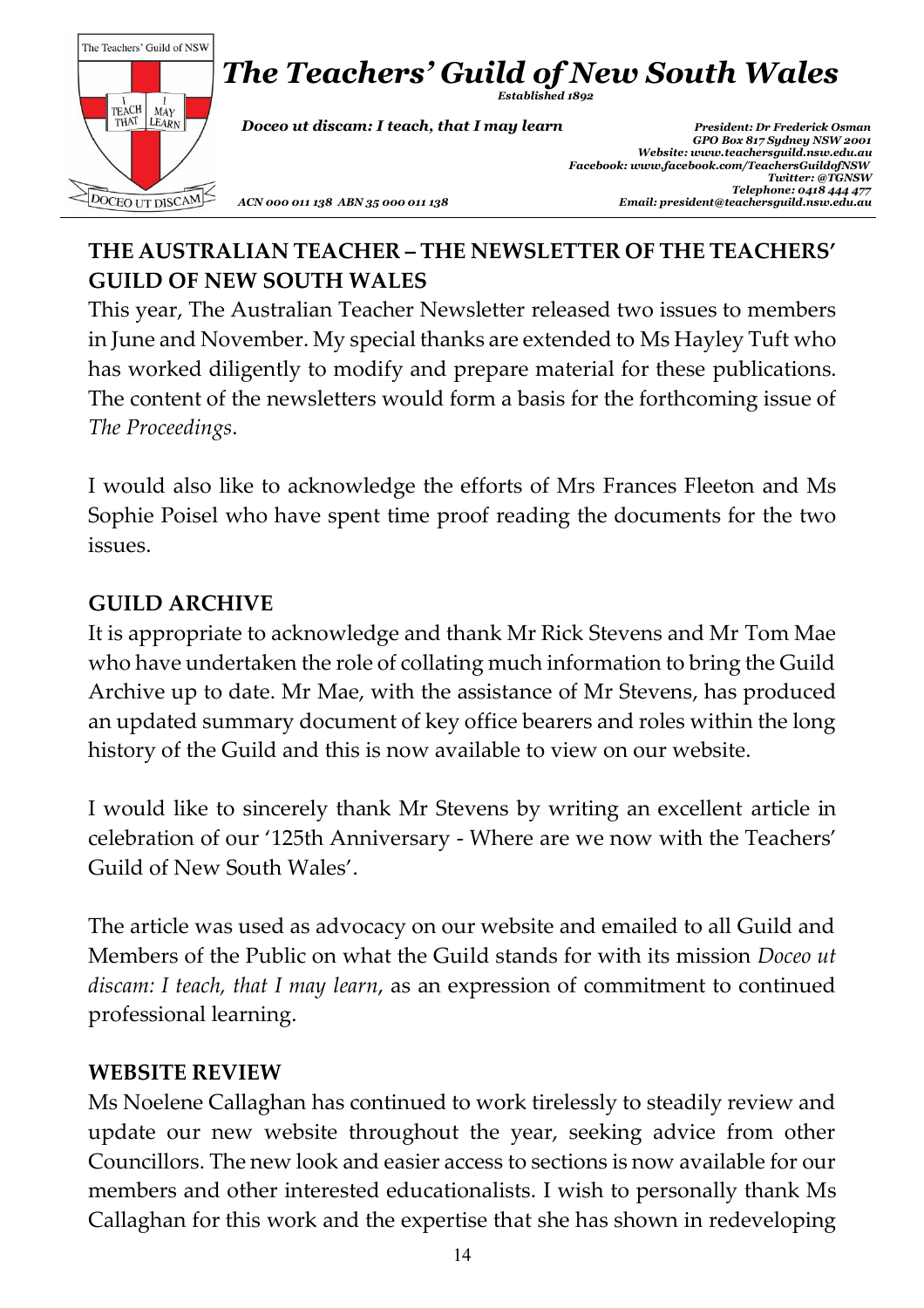## THE AUSTRALIAN TEACHER – THE NEWSLETTER OF THE TEACHERS' GUILD OF NEW SOUTH WALES

This year, The Australian Teacher Newsletter released two issues to members in June and November. My special thanks are extended to Ms Hayley Tuft who has worked diligently to modify and prepare material for these publications. The content of the newsletters would form a basis for the forthcoming issue of *The Proceedings*.

I would also like to acknowledge the efforts of Mrs Frances Fleeton and Ms Sophie Poisel who have spent time proof reading the documents for the two issues.

## GUILD ARCHIVE

It is appropriate to acknowledge and thank Mr Rick Stevens and Mr Tom Mae who have undertaken the role of collating much information to bring the Guild Archive up to date. Mr Mae, with the assistance of Mr Stevens, has produced an updated summary document of key office bearers and roles within the long history of the Guild and this is now available to view on our website.

I would like to sincerely thank Mr Stevens by writing an excellent article in celebration of our '125th Anniversary - Where are we now with the Teachers' Guild of New South Wales'.

The article was used as advocacy on our website and emailed to all Guild and Members of the Public on what the Guild stands for with its mission *Doceo ut discam: I teach, that I may learn*, as an expression of commitment to continued professional learning.

## WEBSITE REVIEW

Ms Noelene Callaghan has continued to work tirelessly to steadily review and update our new website throughout the year, seeking advice from other Councillors. The new look and easier access to sections is now available for our members and other interested educationalists. I wish to personally thank Ms Callaghan for this work and the expertise that she has shown in redeveloping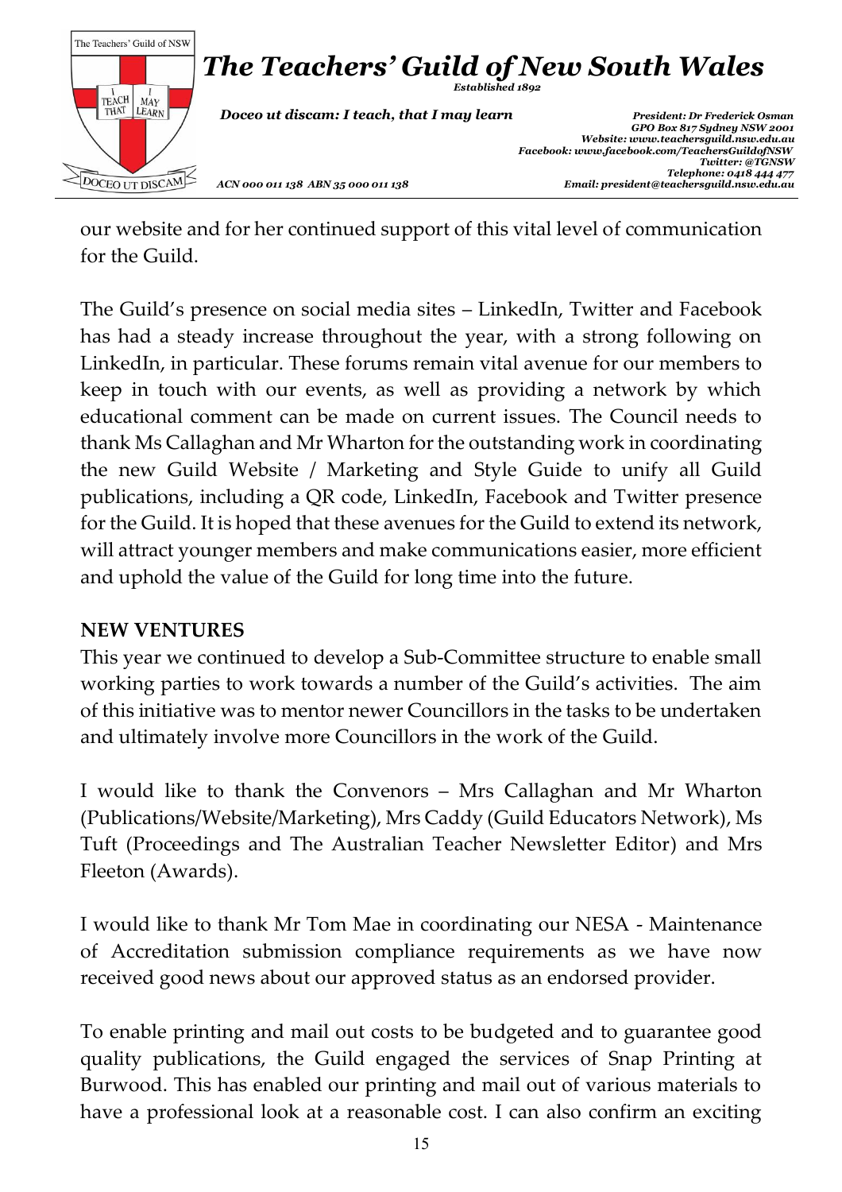our website and for her continued support of this vital level of communication for the Guild.

The Guild's presence on social media sites – LinkedIn, Twitter and Facebook has had a steady increase throughout the year, with a strong following on LinkedIn, in particular. These forums remain vital avenue for our members to keep in touch with our events, as well as providing a network by which educational comment can be made on current issues. The Council needs to thank Ms Callaghan and Mr Wharton for the outstanding work in coordinating the new Guild Website / Marketing and Style Guide to unify all Guild publications, including a QR code, LinkedIn, Facebook and Twitter presence for the Guild. It is hoped that these avenues for the Guild to extend its network, will attract younger members and make communications easier, more efficient and uphold the value of the Guild for long time into the future.

**NEW VENTURES**

This year we continued to develop a Sub-Committee structure to enable small working parties to work towards a number of the Guild's activities. The aim of this initiative was to mentor newer Councillors in the tasks to be undertaken and ultimately involve more Councillors in the work of the Guild.

I would like to thank the Convenors – Mrs Callaghan and Mr Wharton (Publications/Website/Marketing), Mrs Caddy (Guild Educators Network), Ms Tuft (Proceedings and The Australian Teacher Newsletter Editor) and Mrs Fleeton (Awards).

I would like to thank Mr Tom Mae in coordinating our NESA - Maintenance of Accreditation submission compliance requirements as we have now received good news about our approved status as an endorsed provider.

To enable printing and mail out costs to be budgeted and to guarantee good quality publications, the Guild engaged the services of Snap Printing at Burwood. This has enabled our printing and mail out of various materials to have a professional look at a reasonable cost. I can also confirm an exciting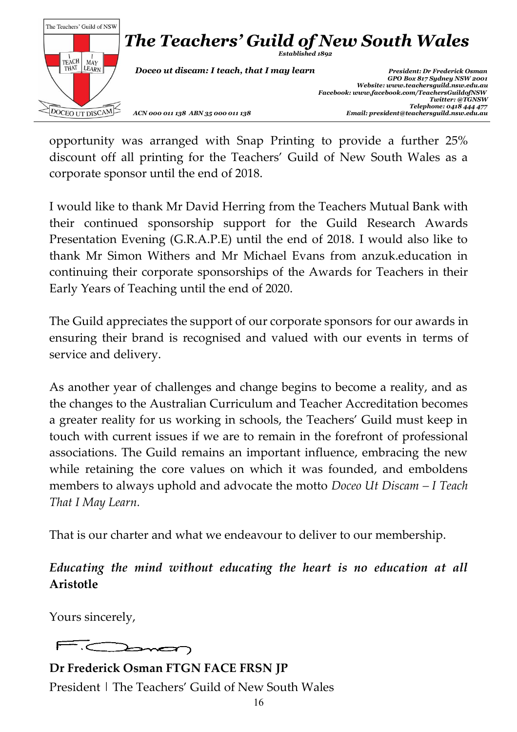opportunity was arranged with Snap Printing to provide a further 25% discount off all printing for the Teachers' Guild of New South Wales as a corporate sponsor until the end of 2018.

I would like to thank Mr David Herring from the Teachers Mutual Bank with their continued sponsorship support for the Guild Research Awards Presentation Evening (G.R.A.P.E) until the end of 2018. I would also like to thank Mr Simon Withers and Mr Michael Evans from anzuk.education in continuing their corporate sponsorships of the Awards for Teachers in their Early Years of Teaching until the end of 2020.

The Guild appreciates the support of our corporate sponsors for our awards in ensuring their brand is recognised and valued with our events in terms of service and delivery.

As another year of challenges and change begins to become a reality, and as the changes to the Australian Curriculum and Teacher Accreditation becomes a greater reality for us working in schools, the Teachers' Guild must keep in touch with current issues if we are to remain in the forefront of professional associations. The Guild remains an important influence, embracing the new while retaining the core values on which it was founded, and emboldens members to always uphold and advocate the motto *Doceo Ut Discam – I Teach That I May Learn.*

That is our charter and what we endeavour to deliver to our membership.

***Educating the mind without educating the heart is no education at all*** **Aristotle**

Yours sincerely,

F. Osman

**Dr Frederick Osman FTGN FACE FRSN JP**
President | The Teachers' Guild of New South Wales